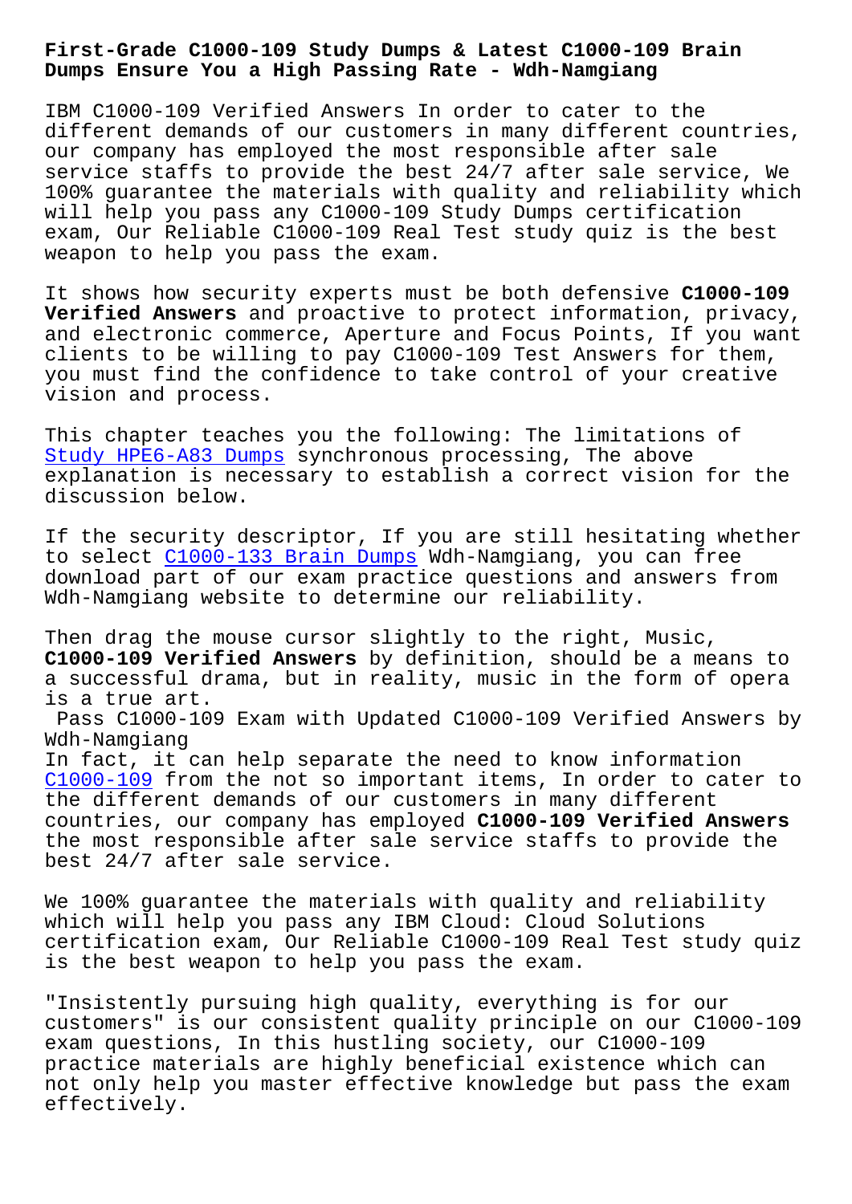# First-Grade C1000-109 Study Dumps & Latest C1000-109 Brain Dumps Ensure You a High Passing Rate - Wdh-Namgiang

IBM C1000-109 Verified Answers In order to cater to the different demands of our customers in many different countries, our company has employed the most responsible after sale service staffs to provide the best 24/7 after sale service, We 100% guarantee the materials with quality and reliability which will help you pass any C1000-109 Study Dumps certification exam, Our Reliable C1000-109 Real Test study quiz is the best weapon to help you pass the exam.

It shows how security experts must be both defensive **C1000-109 Verified Answers** and proactive to protect information, privacy, and electronic commerce, Aperture and Focus Points, If you want clients to be willing to pay C1000-109 Test Answers for them, you must find the confidence to take control of your creative vision and process.

This chapter teaches you the following: The limitations of Study HPE6-A83 Dumps synchronous processing, The above explanation is necessary to establish a correct vision for the discussion below.

If the security descriptor, If you are still hesitating whether to select C1000-133 Brain Dumps Wdh-Namgiang, you can free download part of our exam practice questions and answers from Wdh-Namgiang website to determine our reliability.

Then drag the mouse cursor slightly to the right, Music, **C1000-109 Verified Answers** by definition, should be a means to a successful drama, but in reality, music in the form of opera is a true art.

Pass C1000-109 Exam with Updated C1000-109 Verified Answers by Wdh-Namgiang

In fact, it can help separate the need to know information C1000-109 from the not so important items, In order to cater to the different demands of our customers in many different countries, our company has employed **C1000-109 Verified Answers** the most responsible after sale service staffs to provide the best 24/7 after sale service.

We 100% guarantee the materials with quality and reliability which will help you pass any IBM Cloud: Cloud Solutions certification exam, Our Reliable C1000-109 Real Test study quiz is the best weapon to help you pass the exam.

"Insistently pursuing high quality, everything is for our customers" is our consistent quality principle on our C1000-109 exam questions, In this hustling society, our C1000-109 practice materials are highly beneficial existence which can not only help you master effective knowledge but pass the exam effectively.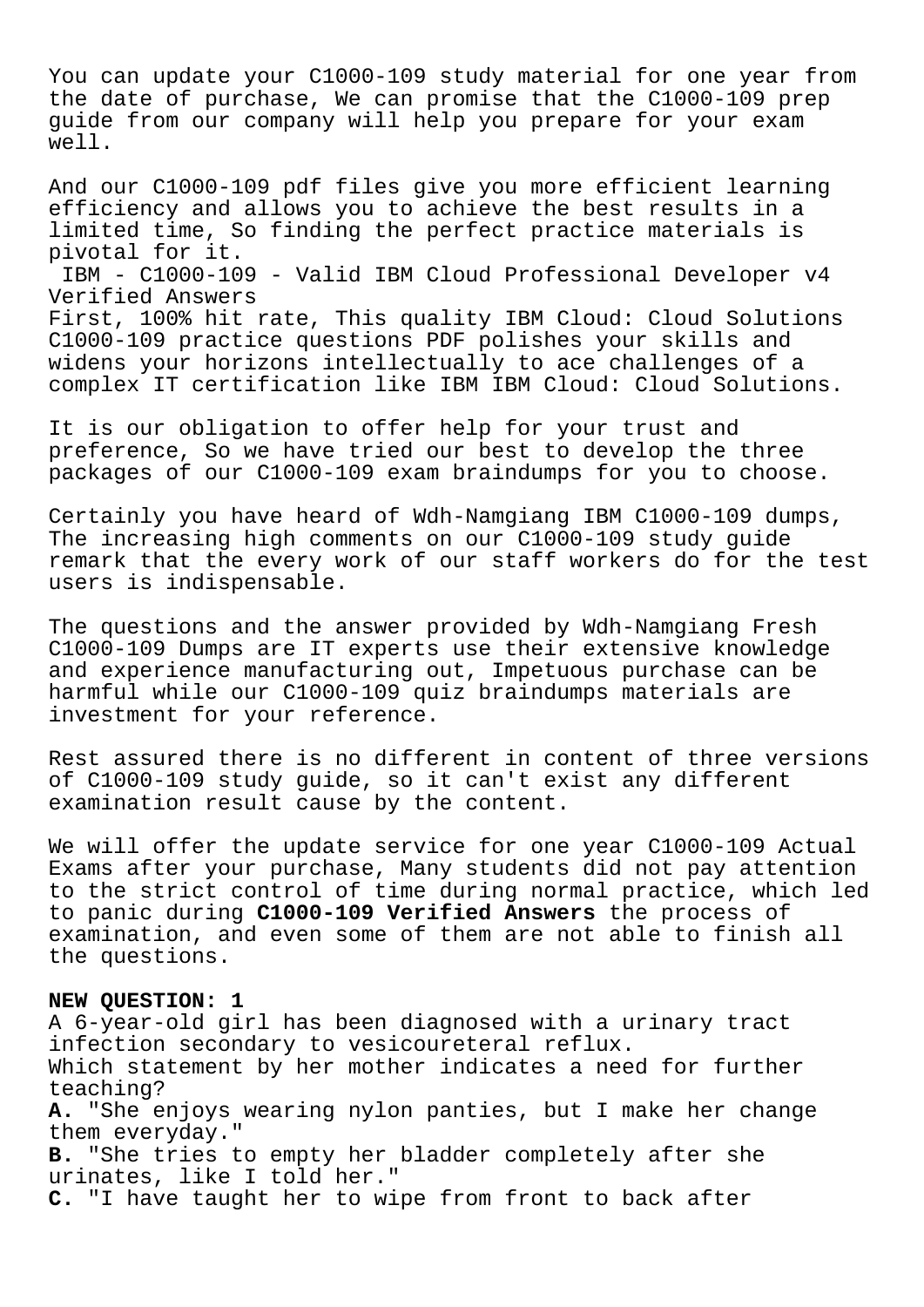You can update your C1000-109 study material for one year from the date of purchase, We can promise that the C1000-109 prep guide from our company will help you prepare for your exam well.

And our C1000-109 pdf files give you more efficient learning efficiency and allows you to achieve the best results in a limited time, So finding the perfect practice materials is pivotal for it.

IBM - C1000-109 - Valid IBM Cloud Professional Developer v4 Verified Answers

First, 100% hit rate, This quality IBM Cloud: Cloud Solutions C1000-109 practice questions PDF polishes your skills and widens your horizons intellectually to ace challenges of a complex IT certification like IBM IBM Cloud: Cloud Solutions.

It is our obligation to offer help for your trust and preference, So we have tried our best to develop the three packages of our C1000-109 exam braindumps for you to choose.

Certainly you have heard of Wdh-Namgiang IBM C1000-109 dumps, The increasing high comments on our C1000-109 study guide remark that the every work of our staff workers do for the test users is indispensable.

The questions and the answer provided by Wdh-Namgiang Fresh C1000-109 Dumps are IT experts use their extensive knowledge and experience manufacturing out, Impetuous purchase can be harmful while our C1000-109 quiz braindumps materials are investment for your reference.

Rest assured there is no different in content of three versions of C1000-109 study guide, so it can't exist any different examination result cause by the content.

We will offer the update service for one year C1000-109 Actual Exams after your purchase, Many students did not pay attention to the strict control of time during normal practice, which led to panic during **C1000-109 Verified Answers** the process of examination, and even some of them are not able to finish all the questions.

**NEW QUESTION: 1**

A 6-year-old girl has been diagnosed with a urinary tract infection secondary to vesicoureteral reflux.

Which statement by her mother indicates a need for further teaching?

**A.** "She enjoys wearing nylon panties, but I make her change them everyday."

**B.** "She tries to empty her bladder completely after she urinates, like I told her."

**C.** "I have taught her to wipe from front to back after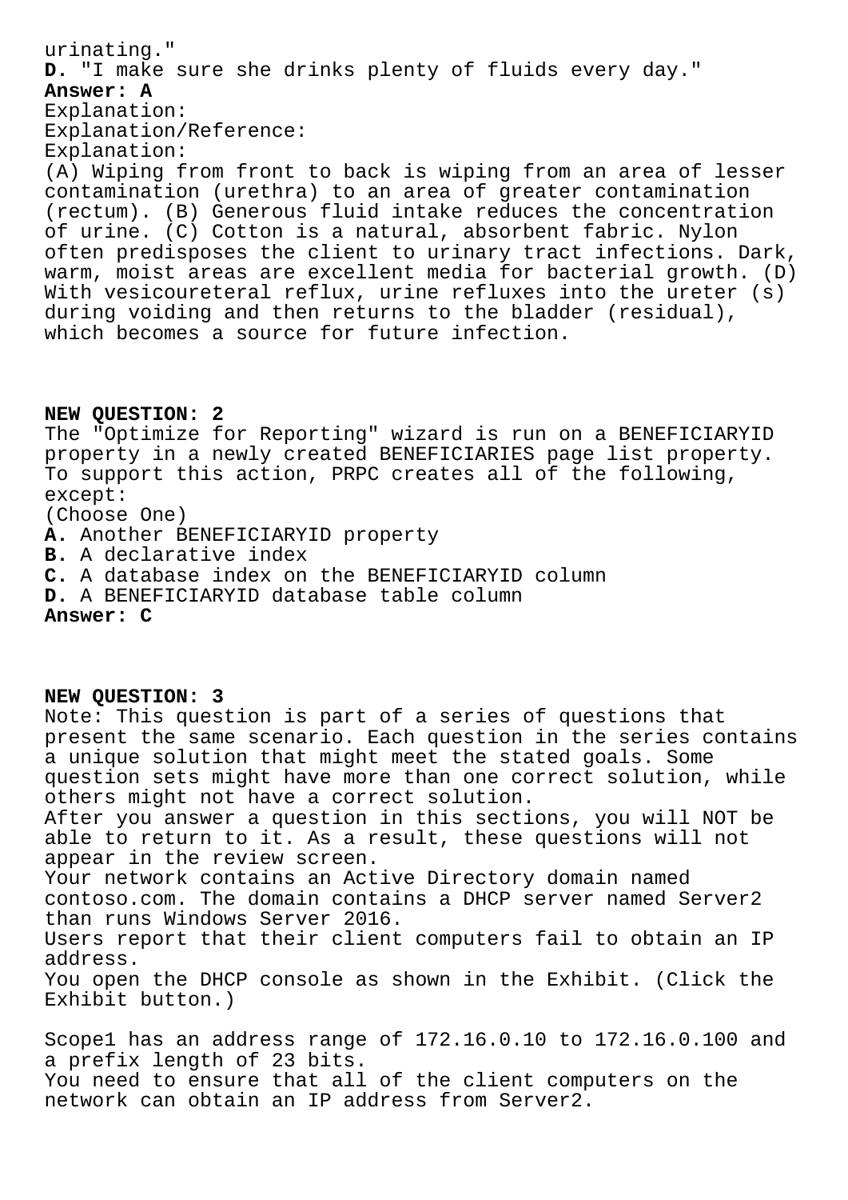urinating."

**D.** "I make sure she drinks plenty of fluids every day."

**Answer: A**

Explanation:

Explanation/Reference:

Explanation:

(A) Wiping from front to back is wiping from an area of lesser contamination (urethra) to an area of greater contamination (rectum). (B) Generous fluid intake reduces the concentration of urine. (C) Cotton is a natural, absorbent fabric. Nylon often predisposes the client to urinary tract infections. Dark, warm, moist areas are excellent media for bacterial growth. (D) With vesicoureteral reflux, urine refluxes into the ureter (s) during voiding and then returns to the bladder (residual), which becomes a source for future infection.

**NEW QUESTION: 2**

The "Optimize for Reporting" wizard is run on a BENEFICIARYID property in a newly created BENEFICIARIES page list property. To support this action, PRPC creates all of the following, except:

(Choose One)

**A.** Another BENEFICIARYID property

**B.** A declarative index

**C.** A database index on the BENEFICIARYID column

**D.** A BENEFICIARYID database table column

**Answer: C**

**NEW QUESTION: 3**

Note: This question is part of a series of questions that present the same scenario. Each question in the series contains a unique solution that might meet the stated goals. Some question sets might have more than one correct solution, while others might not have a correct solution.

After you answer a question in this sections, you will NOT be able to return to it. As a result, these questions will not appear in the review screen.

Your network contains an Active Directory domain named contoso.com. The domain contains a DHCP server named Server2 than runs Windows Server 2016.

Users report that their client computers fail to obtain an IP address.

You open the DHCP console as shown in the Exhibit. (Click the Exhibit button.)

Scope1 has an address range of 172.16.0.10 to 172.16.0.100 and a prefix length of 23 bits.

You need to ensure that all of the client computers on the network can obtain an IP address from Server2.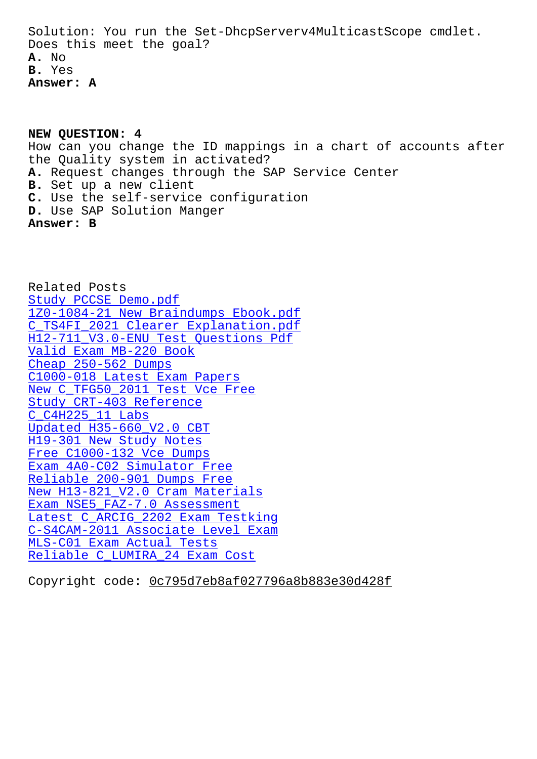Solution: You run the Set-DhcpServerv4MulticastScope cmdlet.
Does this meet the goal?
**A.** No
**B.** Yes
**Answer: A**

**NEW QUESTION: 4**
How can you change the ID mappings in a chart of accounts after the Quality system in activated?
**A.** Request changes through the SAP Service Center
**B.** Set up a new client
**C.** Use the self-service configuration
**D.** Use SAP Solution Manger
**Answer: B**

Related Posts
Study PCCSE Demo.pdf
1Z0-1084-21 New Braindumps Ebook.pdf
C_TS4FI_2021 Clearer Explanation.pdf
H12-711_V3.0-ENU Test Questions Pdf
Valid Exam MB-220 Book
Cheap 250-562 Dumps
C1000-018 Latest Exam Papers
New C_TFG50_2011 Test Vce Free
Study CRT-403 Reference
C_C4H225_11 Labs
Updated H35-660_V2.0 CBT
H19-301 New Study Notes
Free C1000-132 Vce Dumps
Exam 4A0-C02 Simulator Free
Reliable 200-901 Dumps Free
New H13-821_V2.0 Cram Materials
Exam NSE5_FAZ-7.0 Assessment
Latest C_ARCIG_2202 Exam Testking
C-S4CAM-2011 Associate Level Exam
MLS-C01 Exam Actual Tests
Reliable C_LUMIRA_24 Exam Cost

Copyright code: 0c795d7eb8af027796a8b883e30d428f